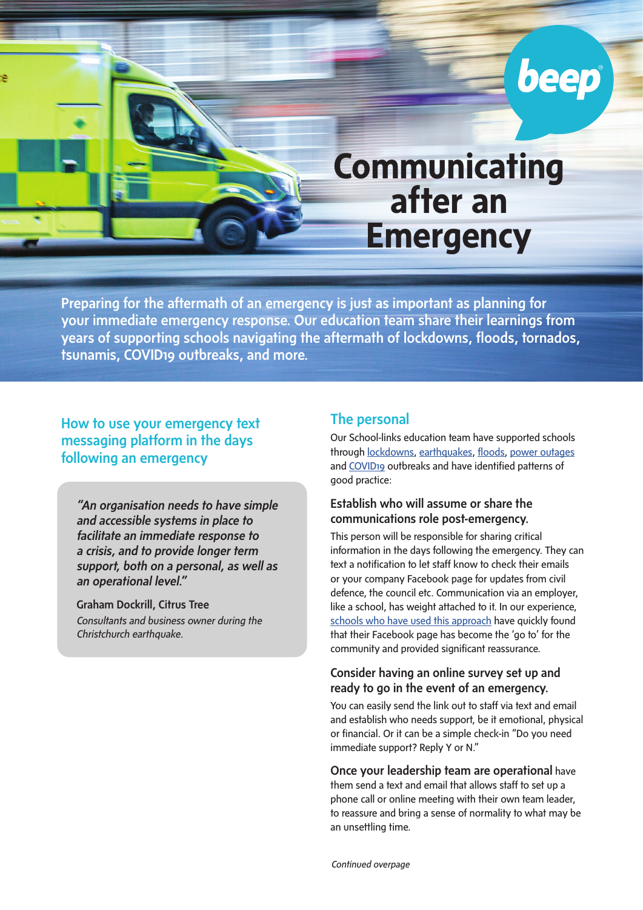# Communicating after an Emergency

**Preparing for the aftermath of an emergency is just as important as planning for your immediate emergency response. Our education team share their learnings from years of supporting schools navigating the aftermath of lockdowns, floods, tornados, tsunamis, COVID19 outbreaks, and more.**

## How to use your emergency text messaging platform in the days following an emergency

> *"An organisation needs to have simple and accessible systems in place to facilitate an immediate response to a crisis, and to provide longer term support, both on a personal, as well as an operational level."*
>
> **Graham Dockrill, Citrus Tree**
>
> *Consultants and business owner during the Christchurch earthquake.*

## The personal

Our School-links education team have supported schools through lockdowns, earthquakes, floods, power outages and COVID19 outbreaks and have identified patterns of good practice:

### Establish who will assume or share the communications role post-emergency.

This person will be responsible for sharing critical information in the days following the emergency. They can text a notification to let staff know to check their emails or your company Facebook page for updates from civil defence, the council etc. Communication via an employer, like a school, has weight attached to it. In our experience, schools who have used this approach have quickly found that their Facebook page has become the 'go to' for the community and provided significant reassurance.

### Consider having an online survey set up and ready to go in the event of an emergency.

You can easily send the link out to staff via text and email and establish who needs support, be it emotional, physical or financial. Or it can be a simple check-in "Do you need immediate support? Reply Y or N."

**Once your leadership team are operational** have them send a text and email that allows staff to set up a phone call or online meeting with their own team leader, to reassure and bring a sense of normality to what may be an unsettling time.

*Continued overpage*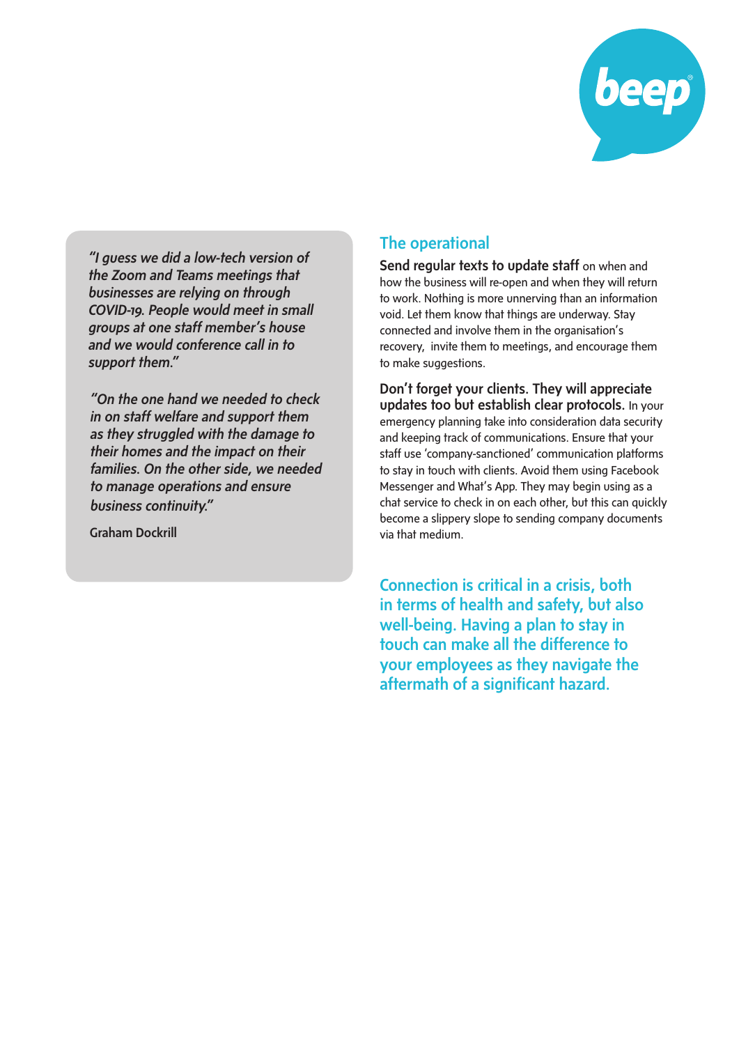*"I guess we did a low-tech version of the Zoom and Teams meetings that businesses are relying on through COVID-19. People would meet in small groups at one staff member's house and we would conference call in to support them."*

*"On the one hand we needed to check in on staff welfare and support them as they struggled with the damage to their homes and the impact on their families. On the other side, we needed to manage operations and ensure business continuity."*

**Graham Dockrill**

## The operational

**Send regular texts to update staff** on when and how the business will re-open and when they will return to work. Nothing is more unnerving than an information void. Let them know that things are underway. Stay connected and involve them in the organisation's recovery, invite them to meetings, and encourage them to make suggestions.

**Don't forget your clients. They will appreciate updates too but establish clear protocols.** In your emergency planning take into consideration data security and keeping track of communications. Ensure that your staff use 'company-sanctioned' communication platforms to stay in touch with clients. Avoid them using Facebook Messenger and What's App. They may begin using as a chat service to check in on each other, but this can quickly become a slippery slope to sending company documents via that medium.

**Connection is critical in a crisis, both in terms of health and safety, but also well-being. Having a plan to stay in touch can make all the difference to your employees as they navigate the aftermath of a significant hazard.**